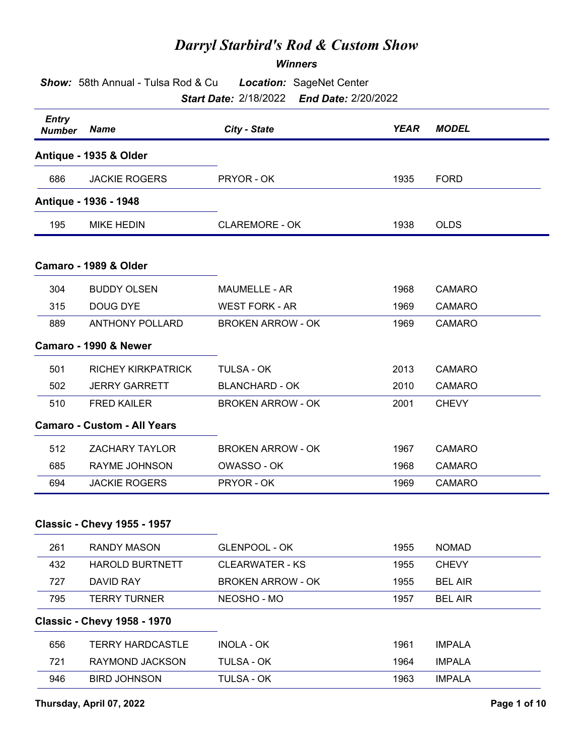# Darryl Starbird's Rod & Custom Show

***Winners***

***Show:*** 58th Annual - Tulsa Rod & Cu ***Location:*** SageNet Center

***Start Date:*** 2/18/2022 ***End Date:*** 2/20/2022

| Entry Number | Name | City - State | YEAR | MODEL |
|---|---|---|---|---|
| **Antique - 1935 & Older** | | | | |
| 686 | JACKIE ROGERS | PRYOR - OK | 1935 | FORD |
| **Antique - 1936 - 1948** | | | | |
| 195 | MIKE HEDIN | CLAREMORE - OK | 1938 | OLDS |
| **Camaro - 1989 & Older** | | | | |
| 304 | BUDDY OLSEN | MAUMELLE - AR | 1968 | CAMARO |
| 315 | DOUG DYE | WEST FORK - AR | 1969 | CAMARO |
| 889 | ANTHONY POLLARD | BROKEN ARROW - OK | 1969 | CAMARO |
| **Camaro - 1990 & Newer** | | | | |
| 501 | RICHEY KIRKPATRICK | TULSA - OK | 2013 | CAMARO |
| 502 | JERRY GARRETT | BLANCHARD - OK | 2010 | CAMARO |
| 510 | FRED KAILER | BROKEN ARROW - OK | 2001 | CHEVY |
| **Camaro - Custom - All Years** | | | | |
| 512 | ZACHARY TAYLOR | BROKEN ARROW - OK | 1967 | CAMARO |
| 685 | RAYME JOHNSON | OWASSO - OK | 1968 | CAMARO |
| 694 | JACKIE ROGERS | PRYOR - OK | 1969 | CAMARO |
| **Classic - Chevy 1955 - 1957** | | | | |
| 261 | RANDY MASON | GLENPOOL - OK | 1955 | NOMAD |
| 432 | HAROLD BURTNETT | CLEARWATER - KS | 1955 | CHEVY |
| 727 | DAVID RAY | BROKEN ARROW - OK | 1955 | BEL AIR |
| 795 | TERRY TURNER | NEOSHO - MO | 1957 | BEL AIR |
| **Classic - Chevy 1958 - 1970** | | | | |
| 656 | TERRY HARDCASTLE | INOLA - OK | 1961 | IMPALA |
| 721 | RAYMOND JACKSON | TULSA - OK | 1964 | IMPALA |
| 946 | BIRD JOHNSON | TULSA - OK | 1963 | IMPALA |

Thursday, April 07, 2022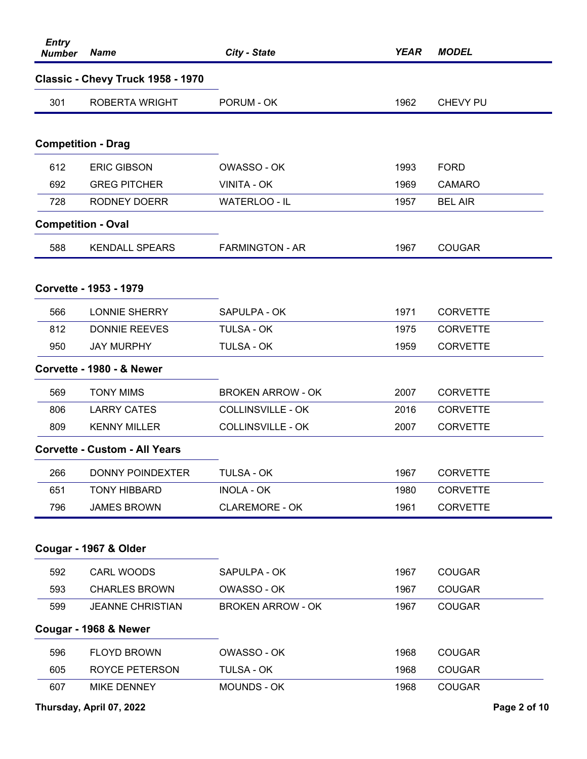| Entry Number | Name | City - State | YEAR | MODEL |
|---|---|---|---|---|

### Classic - Chevy Truck 1958 - 1970

| Entry Number | Name | City - State | YEAR | MODEL |
|---|---|---|---|---|
| 301 | ROBERTA WRIGHT | PORUM - OK | 1962 | CHEVY PU |

### Competition - Drag

| Entry Number | Name | City - State | YEAR | MODEL |
|---|---|---|---|---|
| 612 | ERIC GIBSON | OWASSO - OK | 1993 | FORD |
| 692 | GREG PITCHER | VINITA - OK | 1969 | CAMARO |
| 728 | RODNEY DOERR | WATERLOO - IL | 1957 | BEL AIR |

### Competition - Oval

| Entry Number | Name | City - State | YEAR | MODEL |
|---|---|---|---|---|
| 588 | KENDALL SPEARS | FARMINGTON - AR | 1967 | COUGAR |

### Corvette - 1953 - 1979

| Entry Number | Name | City - State | YEAR | MODEL |
|---|---|---|---|---|
| 566 | LONNIE SHERRY | SAPULPA - OK | 1971 | CORVETTE |
| 812 | DONNIE REEVES | TULSA - OK | 1975 | CORVETTE |
| 950 | JAY MURPHY | TULSA - OK | 1959 | CORVETTE |

### Corvette - 1980 - & Newer

| Entry Number | Name | City - State | YEAR | MODEL |
|---|---|---|---|---|
| 569 | TONY MIMS | BROKEN ARROW - OK | 2007 | CORVETTE |
| 806 | LARRY CATES | COLLINSVILLE - OK | 2016 | CORVETTE |
| 809 | KENNY MILLER | COLLINSVILLE - OK | 2007 | CORVETTE |

### Corvette - Custom - All Years

| Entry Number | Name | City - State | YEAR | MODEL |
|---|---|---|---|---|
| 266 | DONNY POINDEXTER | TULSA - OK | 1967 | CORVETTE |
| 651 | TONY HIBBARD | INOLA - OK | 1980 | CORVETTE |
| 796 | JAMES BROWN | CLAREMORE - OK | 1961 | CORVETTE |

### Cougar - 1967 & Older

| Entry Number | Name | City - State | YEAR | MODEL |
|---|---|---|---|---|
| 592 | CARL WOODS | SAPULPA - OK | 1967 | COUGAR |
| 593 | CHARLES BROWN | OWASSO - OK | 1967 | COUGAR |
| 599 | JEANNE CHRISTIAN | BROKEN ARROW - OK | 1967 | COUGAR |

### Cougar - 1968 & Newer

| Entry Number | Name | City - State | YEAR | MODEL |
|---|---|---|---|---|
| 596 | FLOYD BROWN | OWASSO - OK | 1968 | COUGAR |
| 605 | ROYCE PETERSON | TULSA - OK | 1968 | COUGAR |
| 607 | MIKE DENNEY | MOUNDS - OK | 1968 | COUGAR |

Thursday, April 07, 2022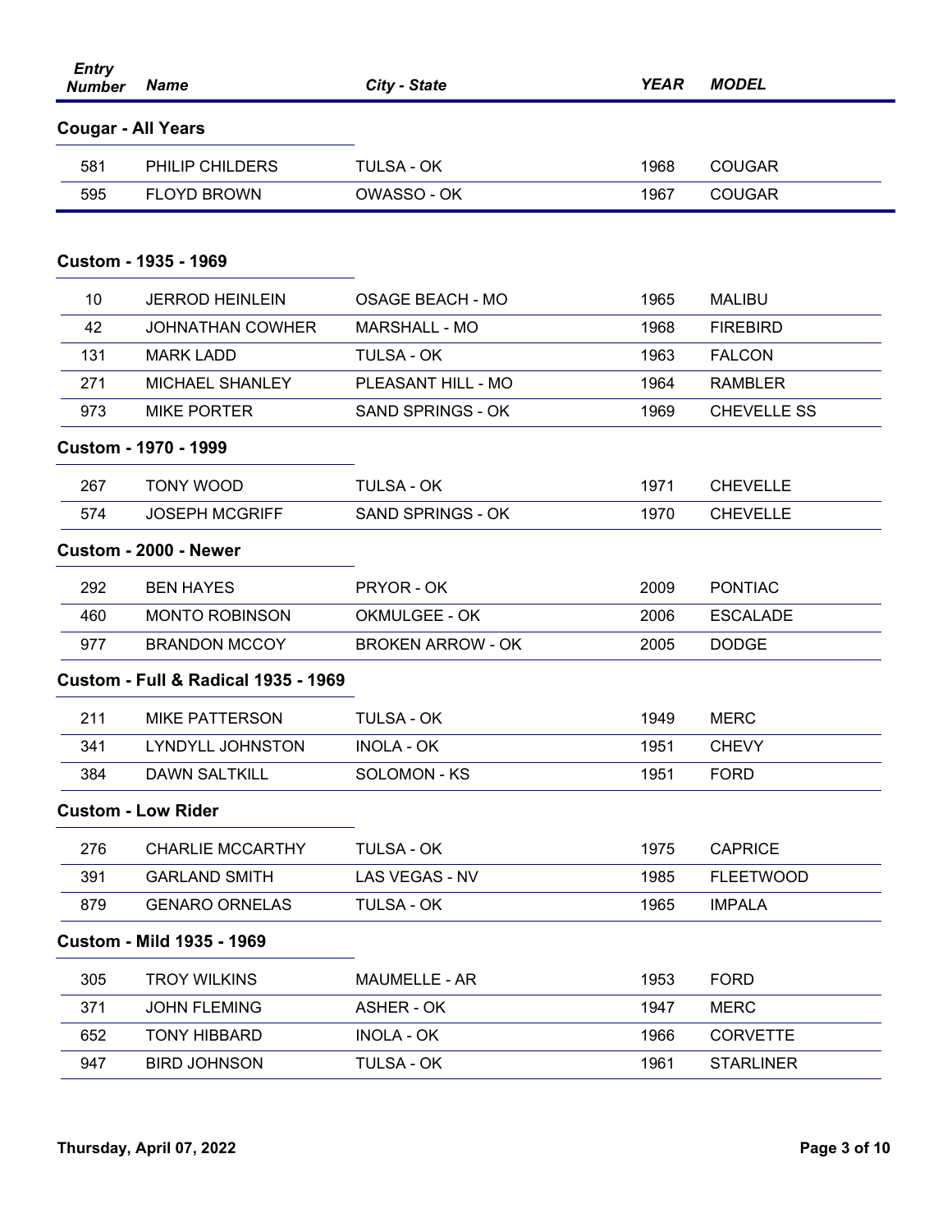| Entry Number | Name | City - State | YEAR | MODEL |
|---|---|---|---|---|

## Cougar - All Years

| Entry Number | Name | City - State | YEAR | MODEL |
|---|---|---|---|---|
| 581 | PHILIP CHILDERS | TULSA - OK | 1968 | COUGAR |
| 595 | FLOYD BROWN | OWASSO - OK | 1967 | COUGAR |

## Custom - 1935 - 1969

| Entry Number | Name | City - State | YEAR | MODEL |
|---|---|---|---|---|
| 10 | JERROD HEINLEIN | OSAGE BEACH - MO | 1965 | MALIBU |
| 42 | JOHNATHAN COWHER | MARSHALL - MO | 1968 | FIREBIRD |
| 131 | MARK LADD | TULSA - OK | 1963 | FALCON |
| 271 | MICHAEL SHANLEY | PLEASANT HILL - MO | 1964 | RAMBLER |
| 973 | MIKE PORTER | SAND SPRINGS - OK | 1969 | CHEVELLE SS |

## Custom - 1970 - 1999

| Entry Number | Name | City - State | YEAR | MODEL |
|---|---|---|---|---|
| 267 | TONY WOOD | TULSA - OK | 1971 | CHEVELLE |
| 574 | JOSEPH MCGRIFF | SAND SPRINGS - OK | 1970 | CHEVELLE |

## Custom - 2000 - Newer

| Entry Number | Name | City - State | YEAR | MODEL |
|---|---|---|---|---|
| 292 | BEN HAYES | PRYOR - OK | 2009 | PONTIAC |
| 460 | MONTO ROBINSON | OKMULGEE - OK | 2006 | ESCALADE |
| 977 | BRANDON MCCOY | BROKEN ARROW - OK | 2005 | DODGE |

## Custom - Full & Radical 1935 - 1969

| Entry Number | Name | City - State | YEAR | MODEL |
|---|---|---|---|---|
| 211 | MIKE PATTERSON | TULSA - OK | 1949 | MERC |
| 341 | LYNDYLL JOHNSTON | INOLA - OK | 1951 | CHEVY |
| 384 | DAWN SALTKILL | SOLOMON - KS | 1951 | FORD |

## Custom - Low Rider

| Entry Number | Name | City - State | YEAR | MODEL |
|---|---|---|---|---|
| 276 | CHARLIE MCCARTHY | TULSA - OK | 1975 | CAPRICE |
| 391 | GARLAND SMITH | LAS VEGAS - NV | 1985 | FLEETWOOD |
| 879 | GENARO ORNELAS | TULSA - OK | 1965 | IMPALA |

## Custom - Mild 1935 - 1969

| Entry Number | Name | City - State | YEAR | MODEL |
|---|---|---|---|---|
| 305 | TROY WILKINS | MAUMELLE - AR | 1953 | FORD |
| 371 | JOHN FLEMING | ASHER - OK | 1947 | MERC |
| 652 | TONY HIBBARD | INOLA - OK | 1966 | CORVETTE |
| 947 | BIRD JOHNSON | TULSA - OK | 1961 | STARLINER |

Thursday, April 07, 2022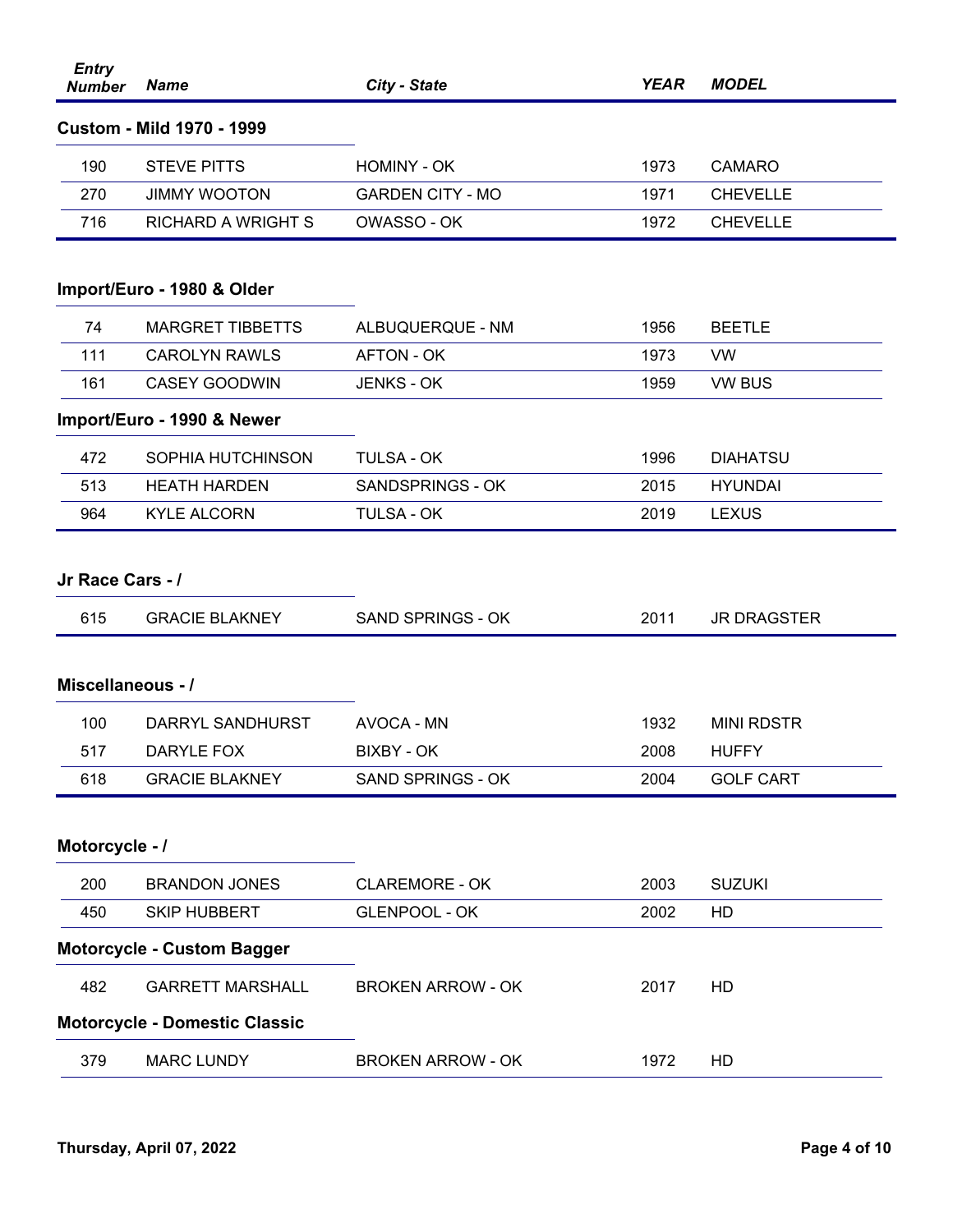| Entry Number | Name | City - State | YEAR | MODEL |
|---|---|---|---|---|

### Custom - Mild 1970 - 1999

| Entry Number | Name | City - State | YEAR | MODEL |
|---|---|---|---|---|
| 190 | STEVE PITTS | HOMINY - OK | 1973 | CAMARO |
| 270 | JIMMY WOOTON | GARDEN CITY - MO | 1971 | CHEVELLE |
| 716 | RICHARD A WRIGHT S | OWASSO - OK | 1972 | CHEVELLE |

### Import/Euro - 1980 & Older

| Entry Number | Name | City - State | YEAR | MODEL |
|---|---|---|---|---|
| 74 | MARGRET TIBBETTS | ALBUQUERQUE - NM | 1956 | BEETLE |
| 111 | CAROLYN RAWLS | AFTON - OK | 1973 | VW |
| 161 | CASEY GOODWIN | JENKS - OK | 1959 | VW BUS |

### Import/Euro - 1990 & Newer

| Entry Number | Name | City - State | YEAR | MODEL |
|---|---|---|---|---|
| 472 | SOPHIA HUTCHINSON | TULSA - OK | 1996 | DIAHATSU |
| 513 | HEATH HARDEN | SANDSPRINGS - OK | 2015 | HYUNDAI |
| 964 | KYLE ALCORN | TULSA - OK | 2019 | LEXUS |

### Jr Race Cars - /

| Entry Number | Name | City - State | YEAR | MODEL |
|---|---|---|---|---|
| 615 | GRACIE BLAKNEY | SAND SPRINGS - OK | 2011 | JR DRAGSTER |

### Miscellaneous - /

| Entry Number | Name | City - State | YEAR | MODEL |
|---|---|---|---|---|
| 100 | DARRYL SANDHURST | AVOCA - MN | 1932 | MINI RDSTR |
| 517 | DARYLE FOX | BIXBY - OK | 2008 | HUFFY |
| 618 | GRACIE BLAKNEY | SAND SPRINGS - OK | 2004 | GOLF CART |

### Motorcycle - /

| Entry Number | Name | City - State | YEAR | MODEL |
|---|---|---|---|---|
| 200 | BRANDON JONES | CLAREMORE - OK | 2003 | SUZUKI |
| 450 | SKIP HUBBERT | GLENPOOL - OK | 2002 | HD |

### Motorcycle - Custom Bagger

| Entry Number | Name | City - State | YEAR | MODEL |
|---|---|---|---|---|
| 482 | GARRETT MARSHALL | BROKEN ARROW - OK | 2017 | HD |

### Motorcycle - Domestic Classic

| Entry Number | Name | City - State | YEAR | MODEL |
|---|---|---|---|---|
| 379 | MARC LUNDY | BROKEN ARROW - OK | 1972 | HD |

Thursday, April 07, 2022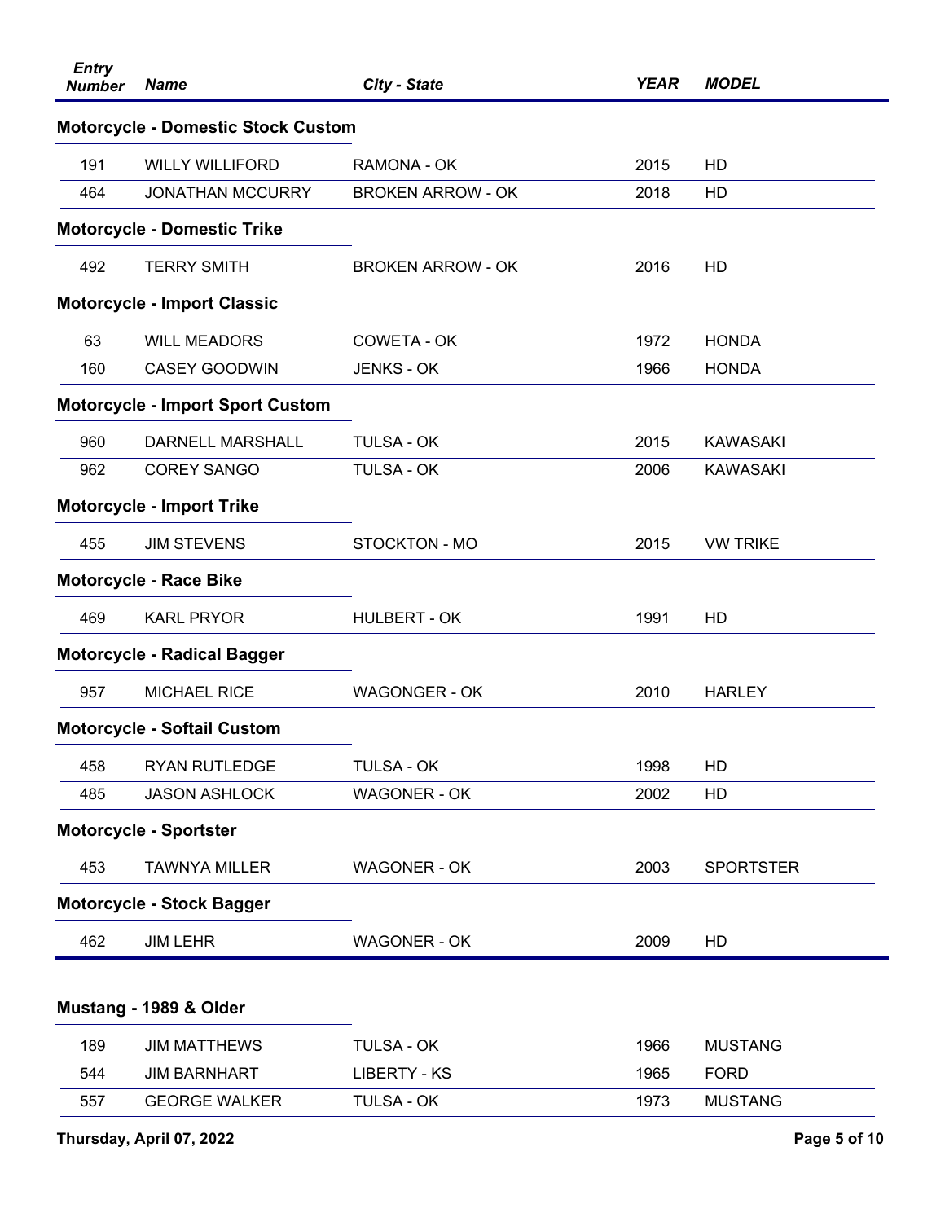| Entry Number | Name | City - State | YEAR | MODEL |
|---|---|---|---|---|
| **Motorcycle - Domestic Stock Custom** | | | | |
| 191 | WILLY WILLIFORD | RAMONA - OK | 2015 | HD |
| 464 | JONATHAN MCCURRY | BROKEN ARROW - OK | 2018 | HD |
| **Motorcycle - Domestic Trike** | | | | |
| 492 | TERRY SMITH | BROKEN ARROW - OK | 2016 | HD |
| **Motorcycle - Import Classic** | | | | |
| 63 | WILL MEADORS | COWETA - OK | 1972 | HONDA |
| 160 | CASEY GOODWIN | JENKS - OK | 1966 | HONDA |
| **Motorcycle - Import Sport Custom** | | | | |
| 960 | DARNELL MARSHALL | TULSA - OK | 2015 | KAWASAKI |
| 962 | COREY SANGO | TULSA - OK | 2006 | KAWASAKI |
| **Motorcycle - Import Trike** | | | | |
| 455 | JIM STEVENS | STOCKTON - MO | 2015 | VW TRIKE |
| **Motorcycle - Race Bike** | | | | |
| 469 | KARL PRYOR | HULBERT - OK | 1991 | HD |
| **Motorcycle - Radical Bagger** | | | | |
| 957 | MICHAEL RICE | WAGONGER - OK | 2010 | HARLEY |
| **Motorcycle - Softail Custom** | | | | |
| 458 | RYAN RUTLEDGE | TULSA - OK | 1998 | HD |
| 485 | JASON ASHLOCK | WAGONER - OK | 2002 | HD |
| **Motorcycle - Sportster** | | | | |
| 453 | TAWNYA MILLER | WAGONER - OK | 2003 | SPORTSTER |
| **Motorcycle - Stock Bagger** | | | | |
| 462 | JIM LEHR | WAGONER - OK | 2009 | HD |
| **Mustang - 1989 & Older** | | | | |
| 189 | JIM MATTHEWS | TULSA - OK | 1966 | MUSTANG |
| 544 | JIM BARNHART | LIBERTY - KS | 1965 | FORD |
| 557 | GEORGE WALKER | TULSA - OK | 1973 | MUSTANG |

Thursday, April 07, 2022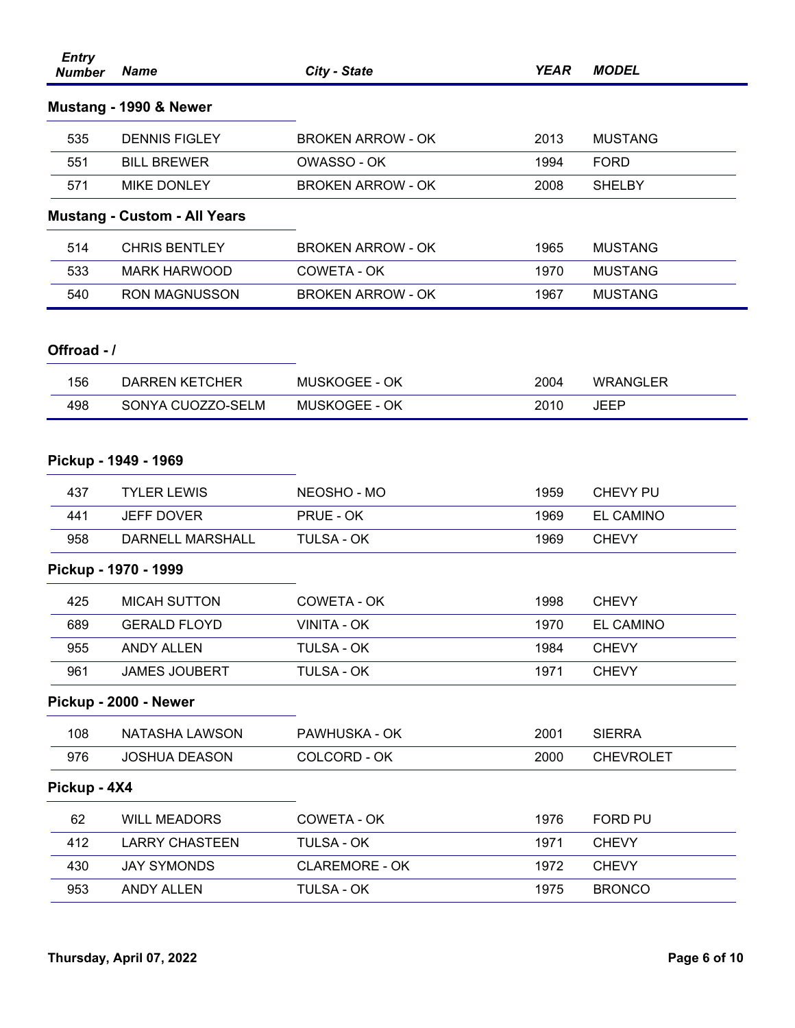| Entry Number | Name | City - State | YEAR | MODEL |
|---|---|---|---|---|

### Mustang - 1990 & Newer

| Entry Number | Name | City - State | YEAR | MODEL |
|---|---|---|---|---|
| 535 | DENNIS FIGLEY | BROKEN ARROW - OK | 2013 | MUSTANG |
| 551 | BILL BREWER | OWASSO - OK | 1994 | FORD |
| 571 | MIKE DONLEY | BROKEN ARROW - OK | 2008 | SHELBY |

### Mustang - Custom - All Years

| Entry Number | Name | City - State | YEAR | MODEL |
|---|---|---|---|---|
| 514 | CHRIS BENTLEY | BROKEN ARROW - OK | 1965 | MUSTANG |
| 533 | MARK HARWOOD | COWETA - OK | 1970 | MUSTANG |
| 540 | RON MAGNUSSON | BROKEN ARROW - OK | 1967 | MUSTANG |

### Offroad - /

| Entry Number | Name | City - State | YEAR | MODEL |
|---|---|---|---|---|
| 156 | DARREN KETCHER | MUSKOGEE - OK | 2004 | WRANGLER |
| 498 | SONYA CUOZZO-SELM | MUSKOGEE - OK | 2010 | JEEP |

### Pickup - 1949 - 1969

| Entry Number | Name | City - State | YEAR | MODEL |
|---|---|---|---|---|
| 437 | TYLER LEWIS | NEOSHO - MO | 1959 | CHEVY PU |
| 441 | JEFF DOVER | PRUE - OK | 1969 | EL CAMINO |
| 958 | DARNELL MARSHALL | TULSA - OK | 1969 | CHEVY |

### Pickup - 1970 - 1999

| Entry Number | Name | City - State | YEAR | MODEL |
|---|---|---|---|---|
| 425 | MICAH SUTTON | COWETA - OK | 1998 | CHEVY |
| 689 | GERALD FLOYD | VINITA - OK | 1970 | EL CAMINO |
| 955 | ANDY ALLEN | TULSA - OK | 1984 | CHEVY |
| 961 | JAMES JOUBERT | TULSA - OK | 1971 | CHEVY |

### Pickup - 2000 - Newer

| Entry Number | Name | City - State | YEAR | MODEL |
|---|---|---|---|---|
| 108 | NATASHA LAWSON | PAWHUSKA - OK | 2001 | SIERRA |
| 976 | JOSHUA DEASON | COLCORD - OK | 2000 | CHEVROLET |

### Pickup - 4X4

| Entry Number | Name | City - State | YEAR | MODEL |
|---|---|---|---|---|
| 62 | WILL MEADORS | COWETA - OK | 1976 | FORD PU |
| 412 | LARRY CHASTEEN | TULSA - OK | 1971 | CHEVY |
| 430 | JAY SYMONDS | CLAREMORE - OK | 1972 | CHEVY |
| 953 | ANDY ALLEN | TULSA - OK | 1975 | BRONCO |

Thursday, April 07, 2022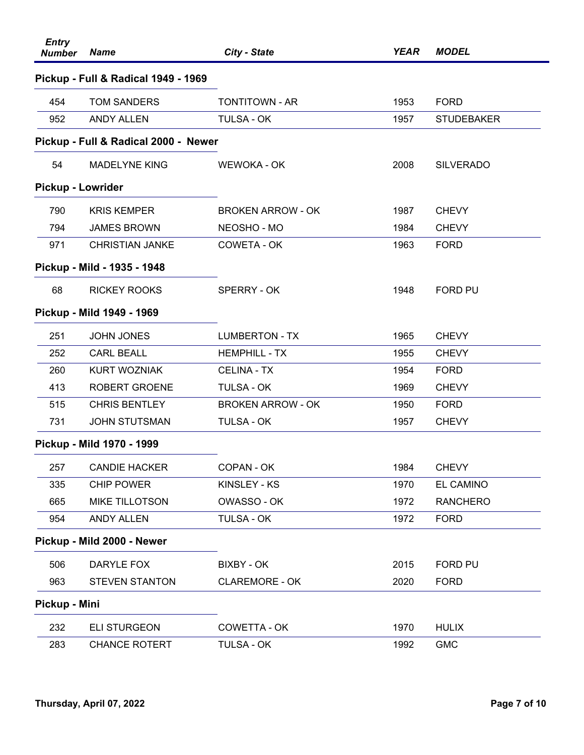| Entry Number | Name | City - State | YEAR | MODEL |
|---|---|---|---|---|
| **Pickup - Full & Radical 1949 - 1969** | | | | |
| 454 | TOM SANDERS | TONTITOWN - AR | 1953 | FORD |
| 952 | ANDY ALLEN | TULSA - OK | 1957 | STUDEBAKER |
| **Pickup - Full & Radical 2000 - Newer** | | | | |
| 54 | MADELYNE KING | WEWOKA - OK | 2008 | SILVERADO |
| **Pickup - Lowrider** | | | | |
| 790 | KRIS KEMPER | BROKEN ARROW - OK | 1987 | CHEVY |
| 794 | JAMES BROWN | NEOSHO - MO | 1984 | CHEVY |
| 971 | CHRISTIAN JANKE | COWETA - OK | 1963 | FORD |
| **Pickup - Mild - 1935 - 1948** | | | | |
| 68 | RICKEY ROOKS | SPERRY - OK | 1948 | FORD PU |
| **Pickup - Mild 1949 - 1969** | | | | |
| 251 | JOHN JONES | LUMBERTON - TX | 1965 | CHEVY |
| 252 | CARL BEALL | HEMPHILL - TX | 1955 | CHEVY |
| 260 | KURT WOZNIAK | CELINA - TX | 1954 | FORD |
| 413 | ROBERT GROENE | TULSA - OK | 1969 | CHEVY |
| 515 | CHRIS BENTLEY | BROKEN ARROW - OK | 1950 | FORD |
| 731 | JOHN STUTSMAN | TULSA - OK | 1957 | CHEVY |
| **Pickup - Mild 1970 - 1999** | | | | |
| 257 | CANDIE HACKER | COPAN - OK | 1984 | CHEVY |
| 335 | CHIP POWER | KINSLEY - KS | 1970 | EL CAMINO |
| 665 | MIKE TILLOTSON | OWASSO - OK | 1972 | RANCHERO |
| 954 | ANDY ALLEN | TULSA - OK | 1972 | FORD |
| **Pickup - Mild 2000 - Newer** | | | | |
| 506 | DARYLE FOX | BIXBY - OK | 2015 | FORD PU |
| 963 | STEVEN STANTON | CLAREMORE - OK | 2020 | FORD |
| **Pickup - Mini** | | | | |
| 232 | ELI STURGEON | COWETTA - OK | 1970 | HULIX |
| 283 | CHANCE ROTERT | TULSA - OK | 1992 | GMC |

Thursday, April 07, 2022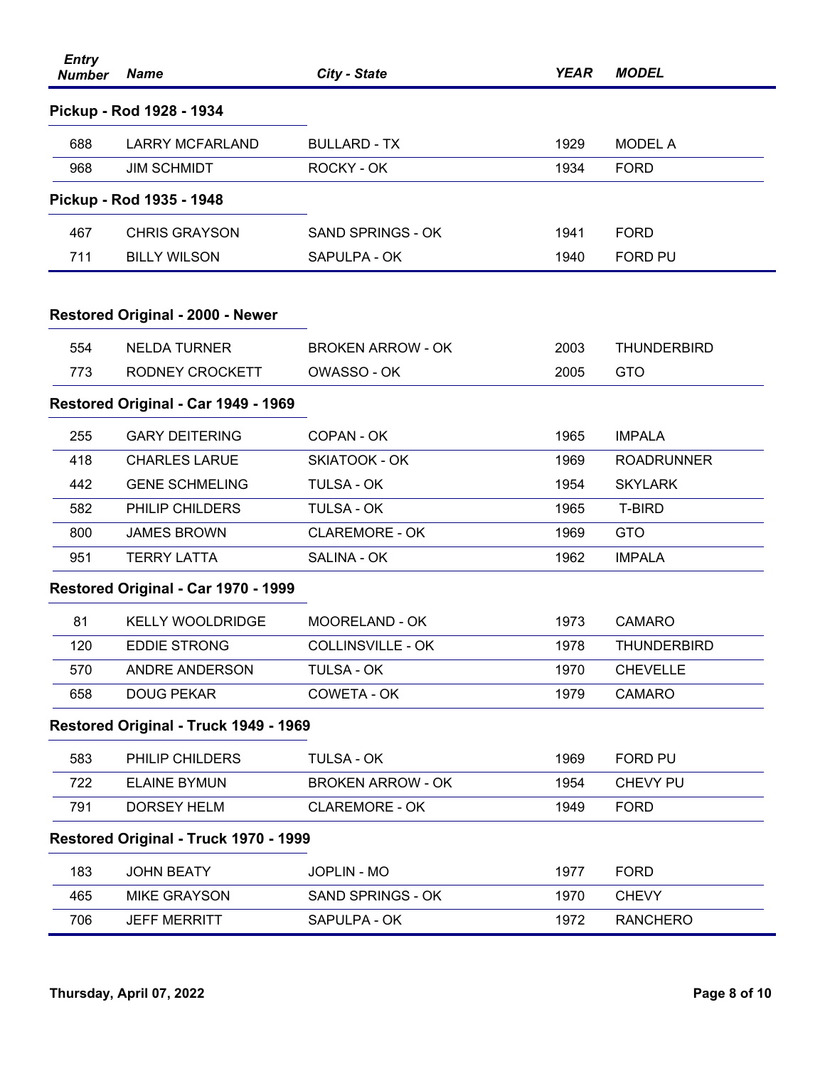| Entry Number | Name | City - State | YEAR | MODEL |
|---|---|---|---|---|

### Pickup - Rod 1928 - 1934

| Entry Number | Name | City - State | YEAR | MODEL |
|---|---|---|---|---|
| 688 | LARRY MCFARLAND | BULLARD - TX | 1929 | MODEL A |
| 968 | JIM SCHMIDT | ROCKY - OK | 1934 | FORD |

### Pickup - Rod 1935 - 1948

| Entry Number | Name | City - State | YEAR | MODEL |
|---|---|---|---|---|
| 467 | CHRIS GRAYSON | SAND SPRINGS - OK | 1941 | FORD |
| 711 | BILLY WILSON | SAPULPA - OK | 1940 | FORD PU |

### Restored Original - 2000 - Newer

| Entry Number | Name | City - State | YEAR | MODEL |
|---|---|---|---|---|
| 554 | NELDA TURNER | BROKEN ARROW - OK | 2003 | THUNDERBIRD |
| 773 | RODNEY CROCKETT | OWASSO - OK | 2005 | GTO |

### Restored Original - Car 1949 - 1969

| Entry Number | Name | City - State | YEAR | MODEL |
|---|---|---|---|---|
| 255 | GARY DEITERING | COPAN - OK | 1965 | IMPALA |
| 418 | CHARLES LARUE | SKIATOOK - OK | 1969 | ROADRUNNER |
| 442 | GENE SCHMELING | TULSA - OK | 1954 | SKYLARK |
| 582 | PHILIP CHILDERS | TULSA - OK | 1965 | T-BIRD |
| 800 | JAMES BROWN | CLAREMORE - OK | 1969 | GTO |
| 951 | TERRY LATTA | SALINA - OK | 1962 | IMPALA |

### Restored Original - Car 1970 - 1999

| Entry Number | Name | City - State | YEAR | MODEL |
|---|---|---|---|---|
| 81 | KELLY WOOLDRIDGE | MOORELAND - OK | 1973 | CAMARO |
| 120 | EDDIE STRONG | COLLINSVILLE - OK | 1978 | THUNDERBIRD |
| 570 | ANDRE ANDERSON | TULSA - OK | 1970 | CHEVELLE |
| 658 | DOUG PEKAR | COWETA - OK | 1979 | CAMARO |

### Restored Original - Truck 1949 - 1969

| Entry Number | Name | City - State | YEAR | MODEL |
|---|---|---|---|---|
| 583 | PHILIP CHILDERS | TULSA - OK | 1969 | FORD PU |
| 722 | ELAINE BYMUN | BROKEN ARROW - OK | 1954 | CHEVY PU |
| 791 | DORSEY HELM | CLAREMORE - OK | 1949 | FORD |

### Restored Original - Truck 1970 - 1999

| Entry Number | Name | City - State | YEAR | MODEL |
|---|---|---|---|---|
| 183 | JOHN BEATY | JOPLIN - MO | 1977 | FORD |
| 465 | MIKE GRAYSON | SAND SPRINGS - OK | 1970 | CHEVY |
| 706 | JEFF MERRITT | SAPULPA - OK | 1972 | RANCHERO |

Thursday, April 07, 2022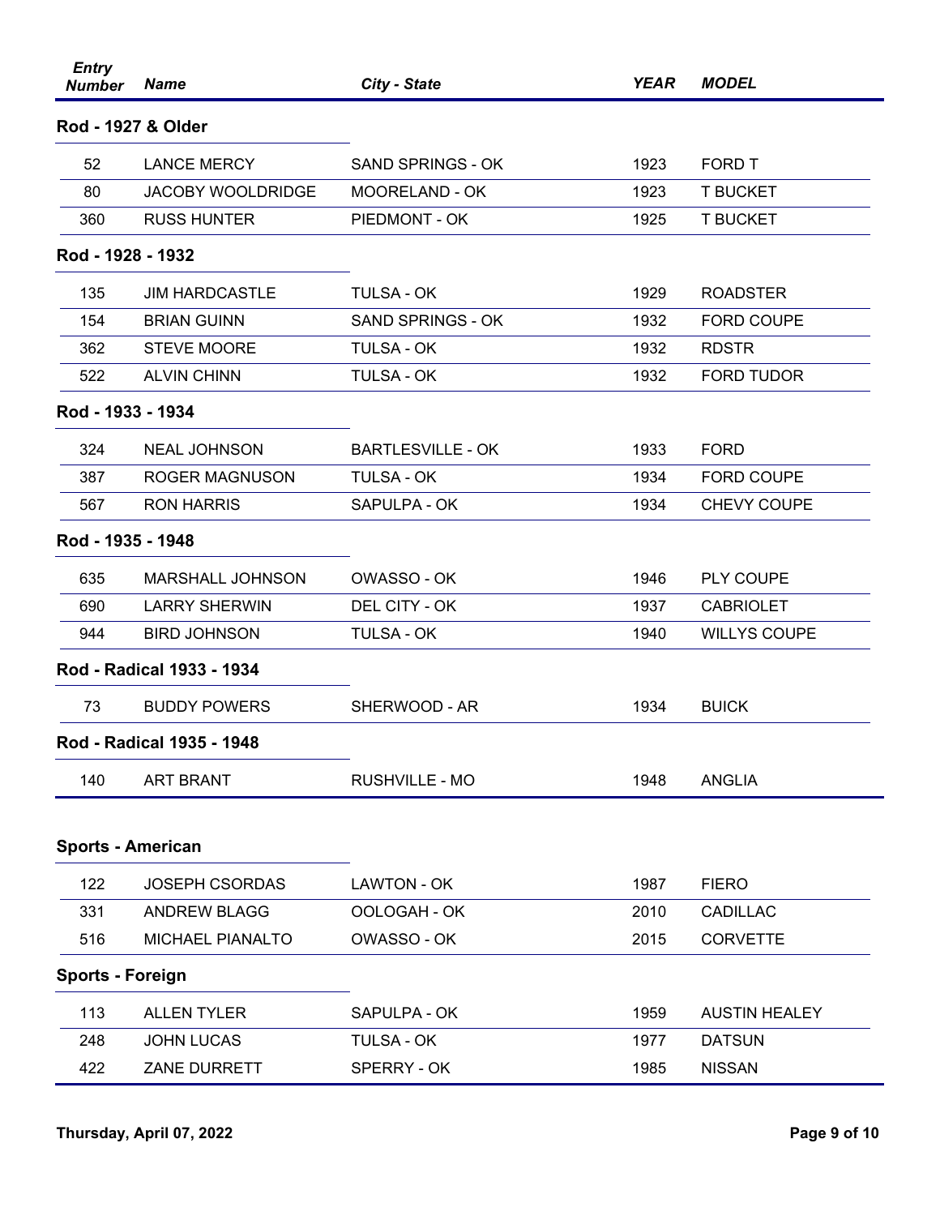| Entry Number | Name | City - State | YEAR | MODEL |
|---|---|---|---|---|
| **Rod - 1927 & Older** | | | | |
| 52 | LANCE MERCY | SAND SPRINGS - OK | 1923 | FORD T |
| 80 | JACOBY WOOLDRIDGE | MOORELAND - OK | 1923 | T BUCKET |
| 360 | RUSS HUNTER | PIEDMONT - OK | 1925 | T BUCKET |
| **Rod - 1928 - 1932** | | | | |
| 135 | JIM HARDCASTLE | TULSA - OK | 1929 | ROADSTER |
| 154 | BRIAN GUINN | SAND SPRINGS - OK | 1932 | FORD COUPE |
| 362 | STEVE MOORE | TULSA - OK | 1932 | RDSTR |
| 522 | ALVIN CHINN | TULSA - OK | 1932 | FORD TUDOR |
| **Rod - 1933 - 1934** | | | | |
| 324 | NEAL JOHNSON | BARTLESVILLE - OK | 1933 | FORD |
| 387 | ROGER MAGNUSON | TULSA - OK | 1934 | FORD COUPE |
| 567 | RON HARRIS | SAPULPA - OK | 1934 | CHEVY COUPE |
| **Rod - 1935 - 1948** | | | | |
| 635 | MARSHALL JOHNSON | OWASSO - OK | 1946 | PLY COUPE |
| 690 | LARRY SHERWIN | DEL CITY - OK | 1937 | CABRIOLET |
| 944 | BIRD JOHNSON | TULSA - OK | 1940 | WILLYS COUPE |
| **Rod - Radical 1933 - 1934** | | | | |
| 73 | BUDDY POWERS | SHERWOOD - AR | 1934 | BUICK |
| **Rod - Radical 1935 - 1948** | | | | |
| 140 | ART BRANT | RUSHVILLE - MO | 1948 | ANGLIA |
| **Sports - American** | | | | |
| 122 | JOSEPH CSORDAS | LAWTON - OK | 1987 | FIERO |
| 331 | ANDREW BLAGG | OOLOGAH - OK | 2010 | CADILLAC |
| 516 | MICHAEL PIANALTO | OWASSO - OK | 2015 | CORVETTE |
| **Sports - Foreign** | | | | |
| 113 | ALLEN TYLER | SAPULPA - OK | 1959 | AUSTIN HEALEY |
| 248 | JOHN LUCAS | TULSA - OK | 1977 | DATSUN |
| 422 | ZANE DURRETT | SPERRY - OK | 1985 | NISSAN |

Thursday, April 07, 2022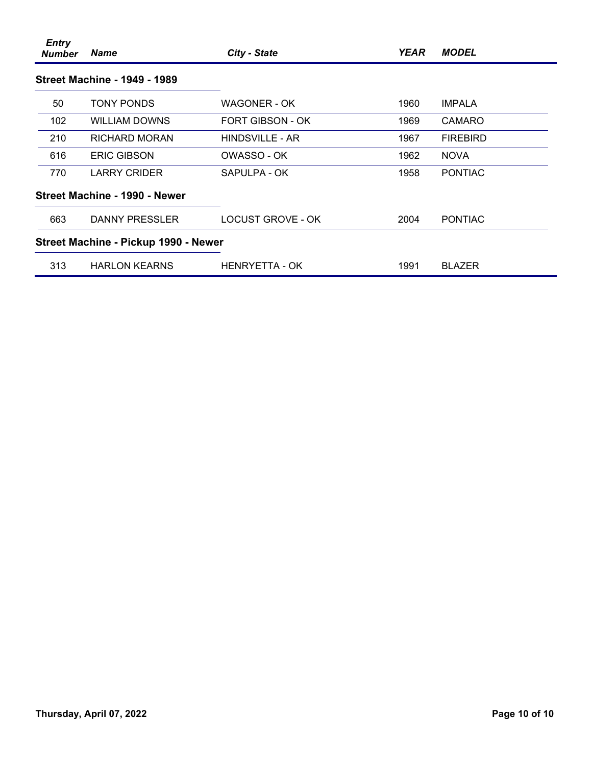| Entry Number | Name | City - State | YEAR | MODEL |
|---|---|---|---|---|
| **Street Machine - 1949 - 1989** | | | | |
| 50 | TONY PONDS | WAGONER - OK | 1960 | IMPALA |
| 102 | WILLIAM DOWNS | FORT GIBSON - OK | 1969 | CAMARO |
| 210 | RICHARD MORAN | HINDSVILLE - AR | 1967 | FIREBIRD |
| 616 | ERIC GIBSON | OWASSO - OK | 1962 | NOVA |
| 770 | LARRY CRIDER | SAPULPA - OK | 1958 | PONTIAC |
| **Street Machine - 1990 - Newer** | | | | |
| 663 | DANNY PRESSLER | LOCUST GROVE - OK | 2004 | PONTIAC |
| **Street Machine - Pickup 1990 - Newer** | | | | |
| 313 | HARLON KEARNS | HENRYETTA - OK | 1991 | BLAZER |

**Thursday, April 07, 2022**